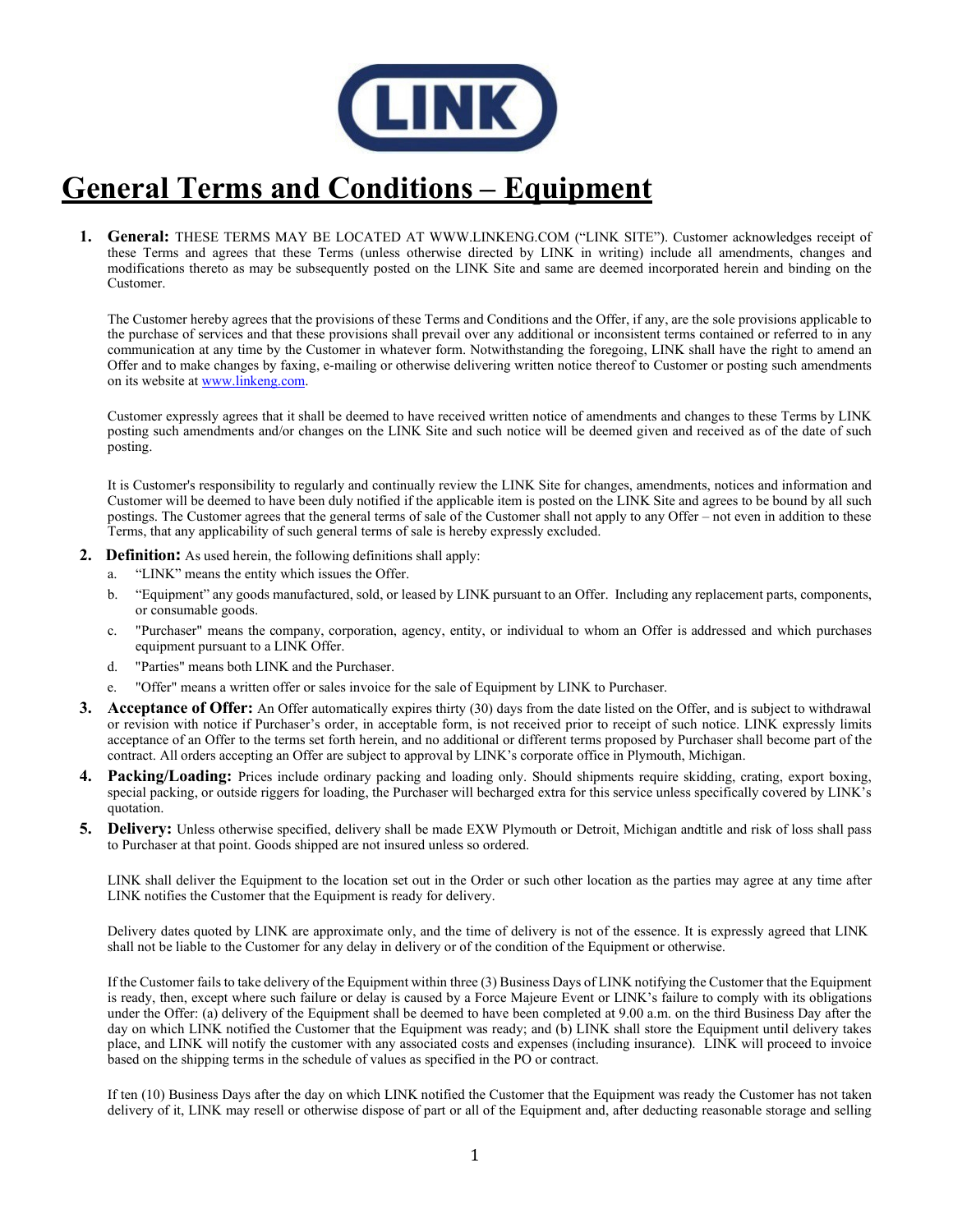LINK

# General Terms and Conditions – Equipment

1. **General:** THESE TERMS MAY BE LOCATED AT WWW.LINKENG.COM ("LINK SITE"). Customer acknowledges receipt of these Terms and agrees that these Terms (unless otherwise directed by LINK in writing) include all amendments, changes and modifications thereto as may be subsequently posted on the LINK Site and same are deemed incorporated herein and binding on the Customer.

   The Customer hereby agrees that the provisions of these Terms and Conditions and the Offer, if any, are the sole provisions applicable to the purchase of services and that these provisions shall prevail over any additional or inconsistent terms contained or referred to in any communication at any time by the Customer in whatever form. Notwithstanding the foregoing, LINK shall have the right to amend an Offer and to make changes by faxing, e-mailing or otherwise delivering written notice thereof to Customer or posting such amendments on its website at www.linkeng.com.

   Customer expressly agrees that it shall be deemed to have received written notice of amendments and changes to these Terms by LINK posting such amendments and/or changes on the LINK Site and such notice will be deemed given and received as of the date of such posting.

   It is Customer's responsibility to regularly and continually review the LINK Site for changes, amendments, notices and information and Customer will be deemed to have been duly notified if the applicable item is posted on the LINK Site and agrees to be bound by all such postings. The Customer agrees that the general terms of sale of the Customer shall not apply to any Offer – not even in addition to these Terms, that any applicability of such general terms of sale is hereby expressly excluded.

2. **Definition:** As used herein, the following definitions shall apply:
   a. "LINK" means the entity which issues the Offer.
   b. "Equipment" any goods manufactured, sold, or leased by LINK pursuant to an Offer. Including any replacement parts, components, or consumable goods.
   c. "Purchaser" means the company, corporation, agency, entity, or individual to whom an Offer is addressed and which purchases equipment pursuant to a LINK Offer.
   d. "Parties" means both LINK and the Purchaser.
   e. "Offer" means a written offer or sales invoice for the sale of Equipment by LINK to Purchaser.

3. **Acceptance of Offer:** An Offer automatically expires thirty (30) days from the date listed on the Offer, and is subject to withdrawal or revision with notice if Purchaser's order, in acceptable form, is not received prior to receipt of such notice. LINK expressly limits acceptance of an Offer to the terms set forth herein, and no additional or different terms proposed by Purchaser shall become part of the contract. All orders accepting an Offer are subject to approval by LINK's corporate office in Plymouth, Michigan.

4. **Packing/Loading:** Prices include ordinary packing and loading only. Should shipments require skidding, crating, export boxing, special packing, or outside riggers for loading, the Purchaser will becharged extra for this service unless specifically covered by LINK's quotation.

5. **Delivery:** Unless otherwise specified, delivery shall be made EXW Plymouth or Detroit, Michigan andtitle and risk of loss shall pass to Purchaser at that point. Goods shipped are not insured unless so ordered.

   LINK shall deliver the Equipment to the location set out in the Order or such other location as the parties may agree at any time after LINK notifies the Customer that the Equipment is ready for delivery.

   Delivery dates quoted by LINK are approximate only, and the time of delivery is not of the essence. It is expressly agreed that LINK shall not be liable to the Customer for any delay in delivery or of the condition of the Equipment or otherwise.

   If the Customer fails to take delivery of the Equipment within three (3) Business Days of LINK notifying the Customer that the Equipment is ready, then, except where such failure or delay is caused by a Force Majeure Event or LINK's failure to comply with its obligations under the Offer: (a) delivery of the Equipment shall be deemed to have been completed at 9.00 a.m. on the third Business Day after the day on which LINK notified the Customer that the Equipment was ready; and (b) LINK shall store the Equipment until delivery takes place, and LINK will notify the customer with any associated costs and expenses (including insurance). LINK will proceed to invoice based on the shipping terms in the schedule of values as specified in the PO or contract.

   If ten (10) Business Days after the day on which LINK notified the Customer that the Equipment was ready the Customer has not taken delivery of it, LINK may resell or otherwise dispose of part or all of the Equipment and, after deducting reasonable storage and selling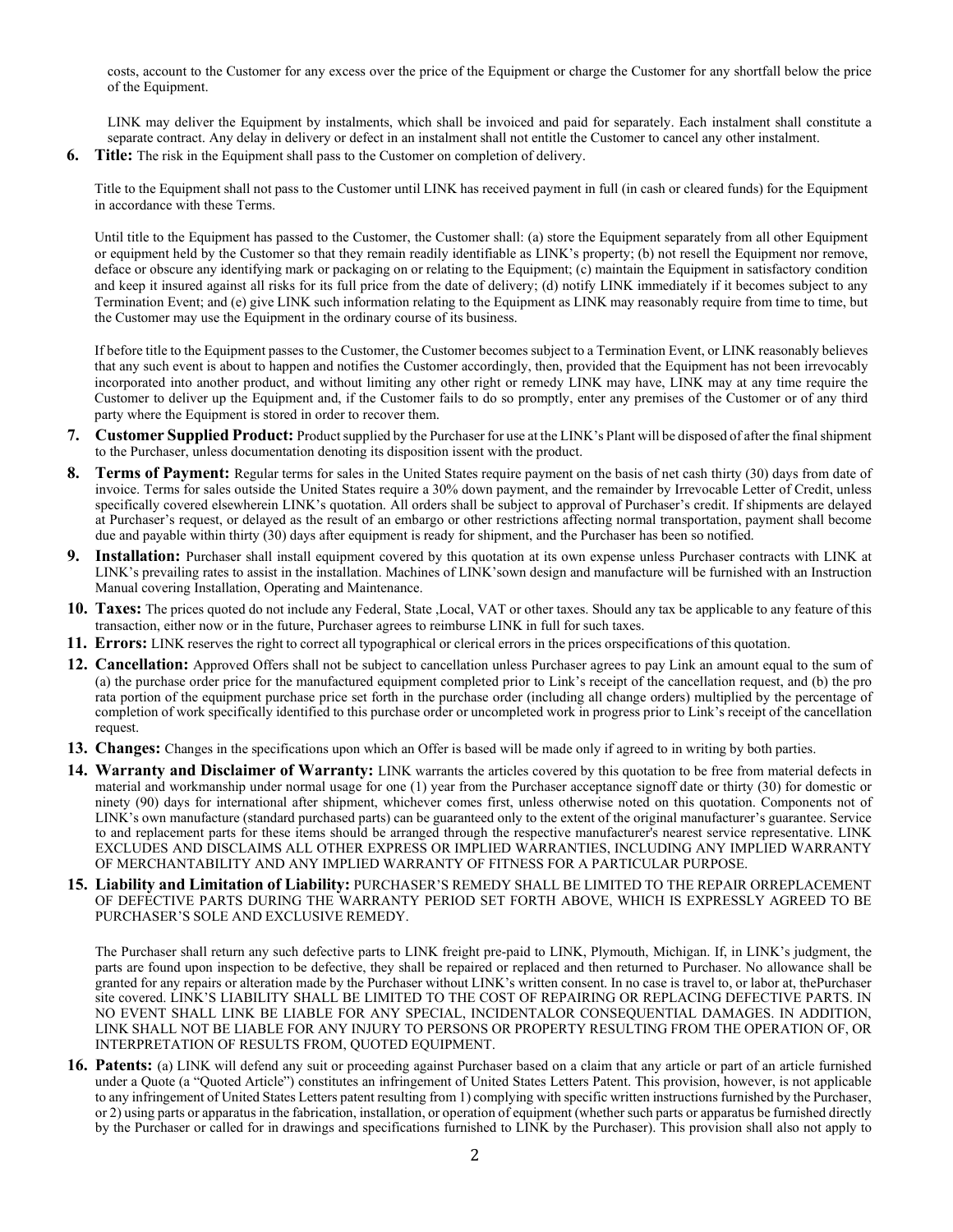costs, account to the Customer for any excess over the price of the Equipment or charge the Customer for any shortfall below the price of the Equipment.

LINK may deliver the Equipment by instalments, which shall be invoiced and paid for separately. Each instalment shall constitute a separate contract. Any delay in delivery or defect in an instalment shall not entitle the Customer to cancel any other instalment.

**6. Title:** The risk in the Equipment shall pass to the Customer on completion of delivery.

Title to the Equipment shall not pass to the Customer until LINK has received payment in full (in cash or cleared funds) for the Equipment in accordance with these Terms.

Until title to the Equipment has passed to the Customer, the Customer shall: (a) store the Equipment separately from all other Equipment or equipment held by the Customer so that they remain readily identifiable as LINK's property; (b) not resell the Equipment nor remove, deface or obscure any identifying mark or packaging on or relating to the Equipment; (c) maintain the Equipment in satisfactory condition and keep it insured against all risks for its full price from the date of delivery; (d) notify LINK immediately if it becomes subject to any Termination Event; and (e) give LINK such information relating to the Equipment as LINK may reasonably require from time to time, but the Customer may use the Equipment in the ordinary course of its business.

If before title to the Equipment passes to the Customer, the Customer becomes subject to a Termination Event, or LINK reasonably believes that any such event is about to happen and notifies the Customer accordingly, then, provided that the Equipment has not been irrevocably incorporated into another product, and without limiting any other right or remedy LINK may have, LINK may at any time require the Customer to deliver up the Equipment and, if the Customer fails to do so promptly, enter any premises of the Customer or of any third party where the Equipment is stored in order to recover them.

**7. Customer Supplied Product:** Product supplied by the Purchaser for use at the LINK's Plant will be disposed of after the final shipment to the Purchaser, unless documentation denoting its disposition issent with the product.

**8. Terms of Payment:** Regular terms for sales in the United States require payment on the basis of net cash thirty (30) days from date of invoice. Terms for sales outside the United States require a 30% down payment, and the remainder by Irrevocable Letter of Credit, unless specifically covered elsewherein LINK's quotation. All orders shall be subject to approval of Purchaser's credit. If shipments are delayed at Purchaser's request, or delayed as the result of an embargo or other restrictions affecting normal transportation, payment shall become due and payable within thirty (30) days after equipment is ready for shipment, and the Purchaser has been so notified.

**9. Installation:** Purchaser shall install equipment covered by this quotation at its own expense unless Purchaser contracts with LINK at LINK's prevailing rates to assist in the installation. Machines of LINK'sown design and manufacture will be furnished with an Instruction Manual covering Installation, Operating and Maintenance.

**10. Taxes:** The prices quoted do not include any Federal, State ,Local, VAT or other taxes. Should any tax be applicable to any feature of this transaction, either now or in the future, Purchaser agrees to reimburse LINK in full for such taxes.

**11. Errors:** LINK reserves the right to correct all typographical or clerical errors in the prices orspecifications of this quotation.

**12. Cancellation:** Approved Offers shall not be subject to cancellation unless Purchaser agrees to pay Link an amount equal to the sum of (a) the purchase order price for the manufactured equipment completed prior to Link's receipt of the cancellation request, and (b) the pro rata portion of the equipment purchase price set forth in the purchase order (including all change orders) multiplied by the percentage of completion of work specifically identified to this purchase order or uncompleted work in progress prior to Link's receipt of the cancellation request.

**13. Changes:** Changes in the specifications upon which an Offer is based will be made only if agreed to in writing by both parties.

**14. Warranty and Disclaimer of Warranty:** LINK warrants the articles covered by this quotation to be free from material defects in material and workmanship under normal usage for one (1) year from the Purchaser acceptance signoff date or thirty (30) for domestic or ninety (90) days for international after shipment, whichever comes first, unless otherwise noted on this quotation. Components not of LINK's own manufacture (standard purchased parts) can be guaranteed only to the extent of the original manufacturer's guarantee. Service to and replacement parts for these items should be arranged through the respective manufacturer's nearest service representative. LINK EXCLUDES AND DISCLAIMS ALL OTHER EXPRESS OR IMPLIED WARRANTIES, INCLUDING ANY IMPLIED WARRANTY OF MERCHANTABILITY AND ANY IMPLIED WARRANTY OF FITNESS FOR A PARTICULAR PURPOSE.

**15. Liability and Limitation of Liability:** PURCHASER'S REMEDY SHALL BE LIMITED TO THE REPAIR ORREPLACEMENT OF DEFECTIVE PARTS DURING THE WARRANTY PERIOD SET FORTH ABOVE, WHICH IS EXPRESSLY AGREED TO BE PURCHASER'S SOLE AND EXCLUSIVE REMEDY.

The Purchaser shall return any such defective parts to LINK freight pre-paid to LINK, Plymouth, Michigan. If, in LINK's judgment, the parts are found upon inspection to be defective, they shall be repaired or replaced and then returned to Purchaser. No allowance shall be granted for any repairs or alteration made by the Purchaser without LINK's written consent. In no case is travel to, or labor at, thePurchaser site covered. LINK'S LIABILITY SHALL BE LIMITED TO THE COST OF REPAIRING OR REPLACING DEFECTIVE PARTS. IN NO EVENT SHALL LINK BE LIABLE FOR ANY SPECIAL, INCIDENTALOR CONSEQUENTIAL DAMAGES. IN ADDITION, LINK SHALL NOT BE LIABLE FOR ANY INJURY TO PERSONS OR PROPERTY RESULTING FROM THE OPERATION OF, OR INTERPRETATION OF RESULTS FROM, QUOTED EQUIPMENT.

**16. Patents:** (a) LINK will defend any suit or proceeding against Purchaser based on a claim that any article or part of an article furnished under a Quote (a "Quoted Article") constitutes an infringement of United States Letters Patent. This provision, however, is not applicable to any infringement of United States Letters patent resulting from 1) complying with specific written instructions furnished by the Purchaser, or 2) using parts or apparatus in the fabrication, installation, or operation of equipment (whether such parts or apparatus be furnished directly by the Purchaser or called for in drawings and specifications furnished to LINK by the Purchaser). This provision shall also not apply to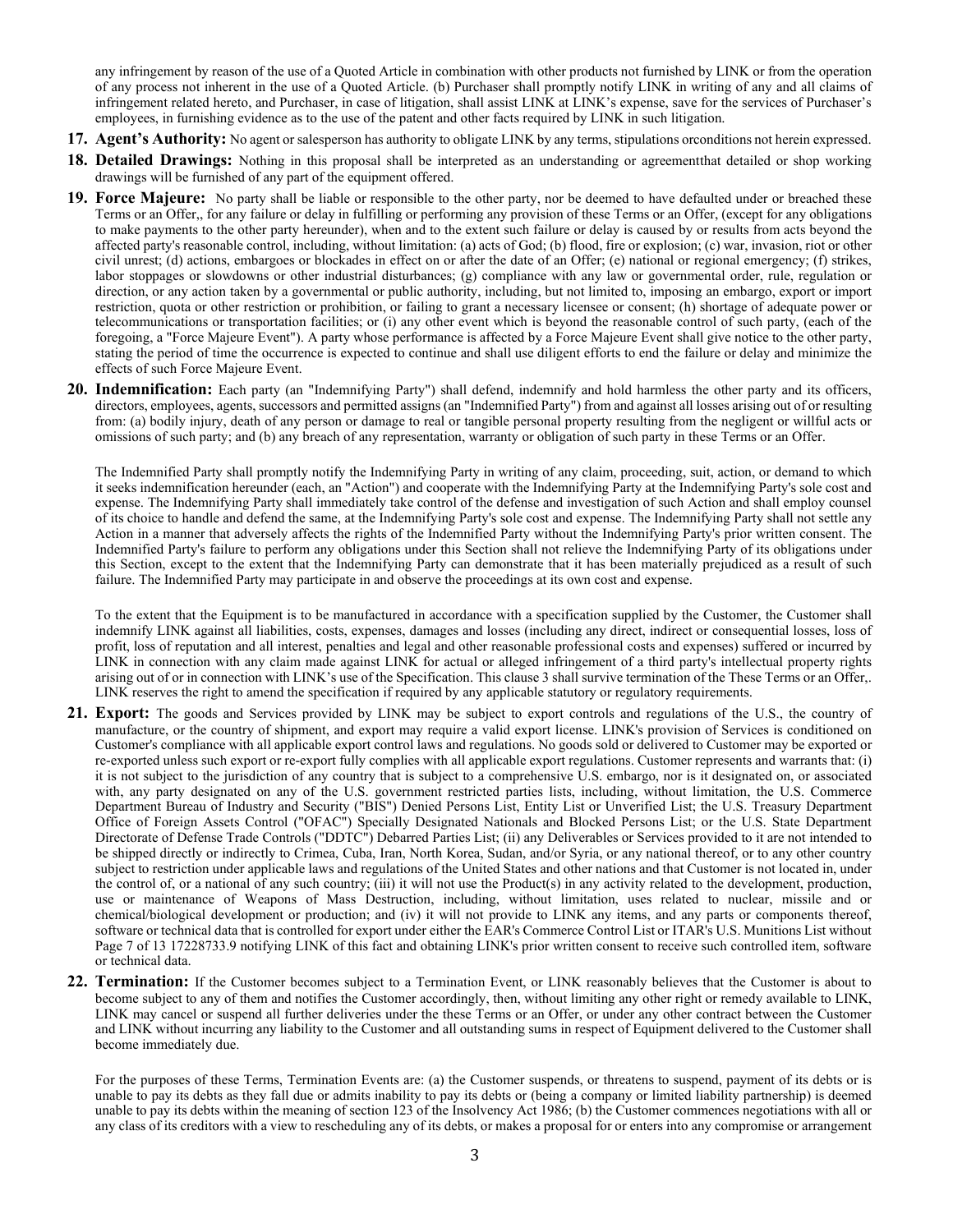any infringement by reason of the use of a Quoted Article in combination with other products not furnished by LINK or from the operation of any process not inherent in the use of a Quoted Article. (b) Purchaser shall promptly notify LINK in writing of any and all claims of infringement related hereto, and Purchaser, in case of litigation, shall assist LINK at LINK's expense, save for the services of Purchaser's employees, in furnishing evidence as to the use of the patent and other facts required by LINK in such litigation.

17. **Agent's Authority:** No agent or salesperson has authority to obligate LINK by any terms, stipulations orconditions not herein expressed.

18. **Detailed Drawings:** Nothing in this proposal shall be interpreted as an understanding or agreementthat detailed or shop working drawings will be furnished of any part of the equipment offered.

19. **Force Majeure:** No party shall be liable or responsible to the other party, nor be deemed to have defaulted under or breached these Terms or an Offer,, for any failure or delay in fulfilling or performing any provision of these Terms or an Offer, (except for any obligations to make payments to the other party hereunder), when and to the extent such failure or delay is caused by or results from acts beyond the affected party's reasonable control, including, without limitation: (a) acts of God; (b) flood, fire or explosion; (c) war, invasion, riot or other civil unrest; (d) actions, embargoes or blockades in effect on or after the date of an Offer; (e) national or regional emergency; (f) strikes, labor stoppages or slowdowns or other industrial disturbances; (g) compliance with any law or governmental order, rule, regulation or direction, or any action taken by a governmental or public authority, including, but not limited to, imposing an embargo, export or import restriction, quota or other restriction or prohibition, or failing to grant a necessary licensee or consent; (h) shortage of adequate power or telecommunications or transportation facilities; or (i) any other event which is beyond the reasonable control of such party, (each of the foregoing, a "Force Majeure Event"). A party whose performance is affected by a Force Majeure Event shall give notice to the other party, stating the period of time the occurrence is expected to continue and shall use diligent efforts to end the failure or delay and minimize the effects of such Force Majeure Event.

20. **Indemnification:** Each party (an "Indemnifying Party") shall defend, indemnify and hold harmless the other party and its officers, directors, employees, agents, successors and permitted assigns (an "Indemnified Party") from and against all losses arising out of or resulting from: (a) bodily injury, death of any person or damage to real or tangible personal property resulting from the negligent or willful acts or omissions of such party; and (b) any breach of any representation, warranty or obligation of such party in these Terms or an Offer.

    The Indemnified Party shall promptly notify the Indemnifying Party in writing of any claim, proceeding, suit, action, or demand to which it seeks indemnification hereunder (each, an "Action") and cooperate with the Indemnifying Party at the Indemnifying Party's sole cost and expense. The Indemnifying Party shall immediately take control of the defense and investigation of such Action and shall employ counsel of its choice to handle and defend the same, at the Indemnifying Party's sole cost and expense. The Indemnifying Party shall not settle any Action in a manner that adversely affects the rights of the Indemnified Party without the Indemnifying Party's prior written consent. The Indemnified Party's failure to perform any obligations under this Section shall not relieve the Indemnifying Party of its obligations under this Section, except to the extent that the Indemnifying Party can demonstrate that it has been materially prejudiced as a result of such failure. The Indemnified Party may participate in and observe the proceedings at its own cost and expense.

    To the extent that the Equipment is to be manufactured in accordance with a specification supplied by the Customer, the Customer shall indemnify LINK against all liabilities, costs, expenses, damages and losses (including any direct, indirect or consequential losses, loss of profit, loss of reputation and all interest, penalties and legal and other reasonable professional costs and expenses) suffered or incurred by LINK in connection with any claim made against LINK for actual or alleged infringement of a third party's intellectual property rights arising out of or in connection with LINK's use of the Specification. This clause 3 shall survive termination of the These Terms or an Offer,. LINK reserves the right to amend the specification if required by any applicable statutory or regulatory requirements.

21. **Export:** The goods and Services provided by LINK may be subject to export controls and regulations of the U.S., the country of manufacture, or the country of shipment, and export may require a valid export license. LINK's provision of Services is conditioned on Customer's compliance with all applicable export control laws and regulations. No goods sold or delivered to Customer may be exported or re-exported unless such export or re-export fully complies with all applicable export regulations. Customer represents and warrants that: (i) it is not subject to the jurisdiction of any country that is subject to a comprehensive U.S. embargo, nor is it designated on, or associated with, any party designated on any of the U.S. government restricted parties lists, including, without limitation, the U.S. Commerce Department Bureau of Industry and Security ("BIS") Denied Persons List, Entity List or Unverified List; the U.S. Treasury Department Office of Foreign Assets Control ("OFAC") Specially Designated Nationals and Blocked Persons List; or the U.S. State Department Directorate of Defense Trade Controls ("DDTC") Debarred Parties List; (ii) any Deliverables or Services provided to it are not intended to be shipped directly or indirectly to Crimea, Cuba, Iran, North Korea, Sudan, and/or Syria, or any national thereof, or to any other country subject to restriction under applicable laws and regulations of the United States and other nations and that Customer is not located in, under the control of, or a national of any such country; (iii) it will not use the Product(s) in any activity related to the development, production, use or maintenance of Weapons of Mass Destruction, including, without limitation, uses related to nuclear, missile and or chemical/biological development or production; and (iv) it will not provide to LINK any items, and any parts or components thereof, software or technical data that is controlled for export under either the EAR's Commerce Control List or ITAR's U.S. Munitions List without Page 7 of 13 17228733.9 notifying LINK of this fact and obtaining LINK's prior written consent to receive such controlled item, software or technical data.

22. **Termination:** If the Customer becomes subject to a Termination Event, or LINK reasonably believes that the Customer is about to become subject to any of them and notifies the Customer accordingly, then, without limiting any other right or remedy available to LINK, LINK may cancel or suspend all further deliveries under the these Terms or an Offer, or under any other contract between the Customer and LINK without incurring any liability to the Customer and all outstanding sums in respect of Equipment delivered to the Customer shall become immediately due.

    For the purposes of these Terms, Termination Events are: (a) the Customer suspends, or threatens to suspend, payment of its debts or is unable to pay its debts as they fall due or admits inability to pay its debts or (being a company or limited liability partnership) is deemed unable to pay its debts within the meaning of section 123 of the Insolvency Act 1986; (b) the Customer commences negotiations with all or any class of its creditors with a view to rescheduling any of its debts, or makes a proposal for or enters into any compromise or arrangement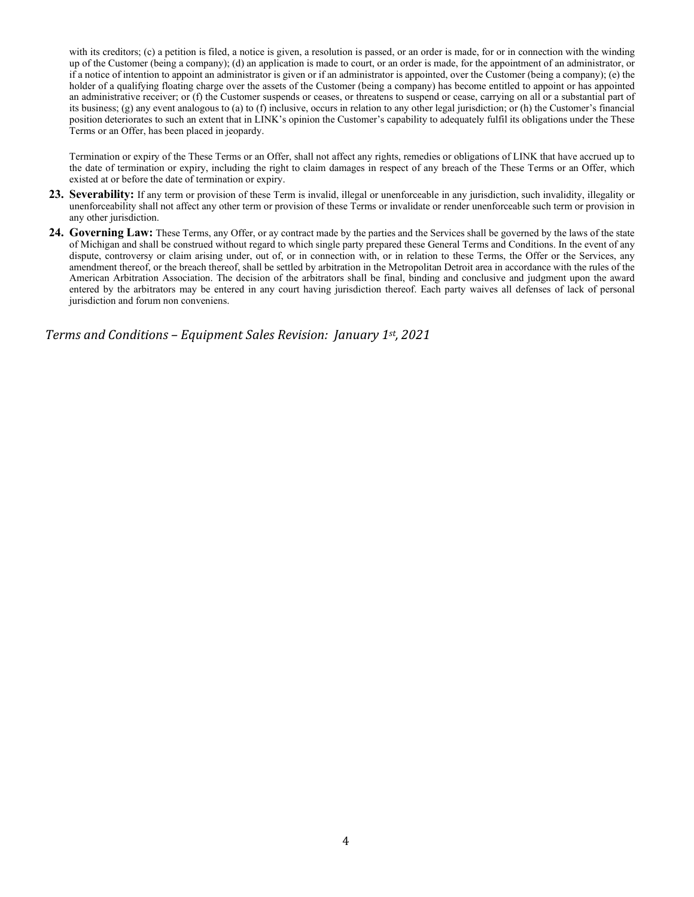with its creditors; (c) a petition is filed, a notice is given, a resolution is passed, or an order is made, for or in connection with the winding up of the Customer (being a company); (d) an application is made to court, or an order is made, for the appointment of an administrator, or if a notice of intention to appoint an administrator is given or if an administrator is appointed, over the Customer (being a company); (e) the holder of a qualifying floating charge over the assets of the Customer (being a company) has become entitled to appoint or has appointed an administrative receiver; or (f) the Customer suspends or ceases, or threatens to suspend or cease, carrying on all or a substantial part of its business; (g) any event analogous to (a) to (f) inclusive, occurs in relation to any other legal jurisdiction; or (h) the Customer's financial position deteriorates to such an extent that in LINK's opinion the Customer's capability to adequately fulfil its obligations under the These Terms or an Offer, has been placed in jeopardy.

Termination or expiry of the These Terms or an Offer, shall not affect any rights, remedies or obligations of LINK that have accrued up to the date of termination or expiry, including the right to claim damages in respect of any breach of the These Terms or an Offer, which existed at or before the date of termination or expiry.

23. **Severability:** If any term or provision of these Term is invalid, illegal or unenforceable in any jurisdiction, such invalidity, illegality or unenforceability shall not affect any other term or provision of these Terms or invalidate or render unenforceable such term or provision in any other jurisdiction.

24. **Governing Law:** These Terms, any Offer, or ay contract made by the parties and the Services shall be governed by the laws of the state of Michigan and shall be construed without regard to which single party prepared these General Terms and Conditions. In the event of any dispute, controversy or claim arising under, out of, or in connection with, or in relation to these Terms, the Offer or the Services, any amendment thereof, or the breach thereof, shall be settled by arbitration in the Metropolitan Detroit area in accordance with the rules of the American Arbitration Association. The decision of the arbitrators shall be final, binding and conclusive and judgment upon the award entered by the arbitrators may be entered in any court having jurisdiction thereof. Each party waives all defenses of lack of personal jurisdiction and forum non conveniens.

*Terms and Conditions – Equipment Sales Revision: January 1st, 2021*